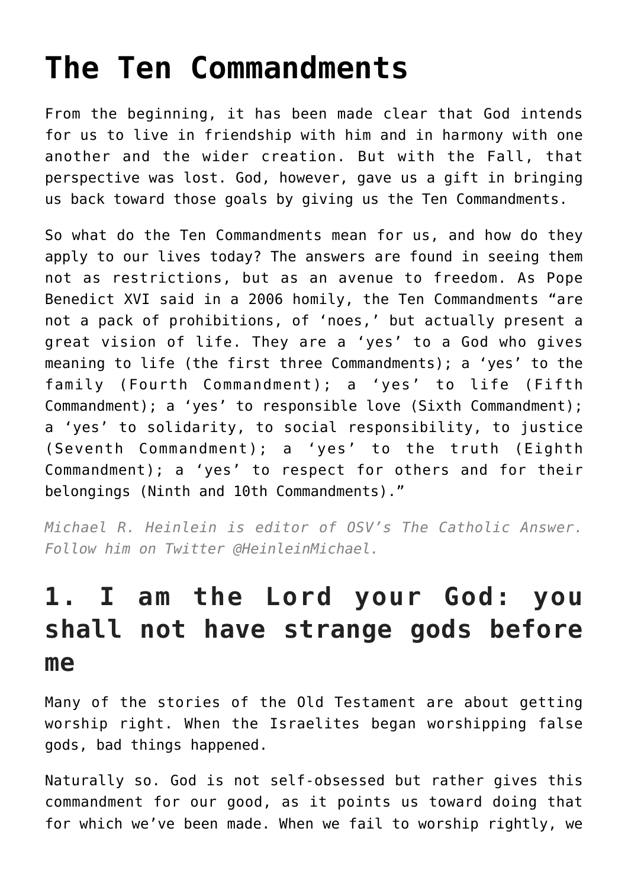# The Ten Commandments

From the beginning, it has been made clear that God intends for us to live in friendship with him and in harmony with one another and the wider creation. But with the Fall, that perspective was lost. God, however, gave us a gift in bringing us back toward those goals by giving us the Ten Commandments.

So what do the Ten Commandments mean for us, and how do they apply to our lives today? The answers are found in seeing them not as restrictions, but as an avenue to freedom. As Pope Benedict XVI said in a 2006 homily, the Ten Commandments "are not a pack of prohibitions, of 'noes,' but actually present a great vision of life. They are a 'yes' to a God who gives meaning to life (the first three Commandments); a 'yes' to the family (Fourth Commandment); a 'yes' to life (Fifth Commandment); a 'yes' to responsible love (Sixth Commandment); a 'yes' to solidarity, to social responsibility, to justice (Seventh Commandment); a 'yes' to the truth (Eighth Commandment); a 'yes' to respect for others and for their belongings (Ninth and 10th Commandments)."

*Michael R. Heinlein is editor of OSV's The Catholic Answer. Follow him on Twitter @HeinleinMichael.*

## 1. I am the Lord your God: you shall not have strange gods before me

Many of the stories of the Old Testament are about getting worship right. When the Israelites began worshipping false gods, bad things happened.

Naturally so. God is not self-obsessed but rather gives this commandment for our good, as it points us toward doing that for which we've been made. When we fail to worship rightly, we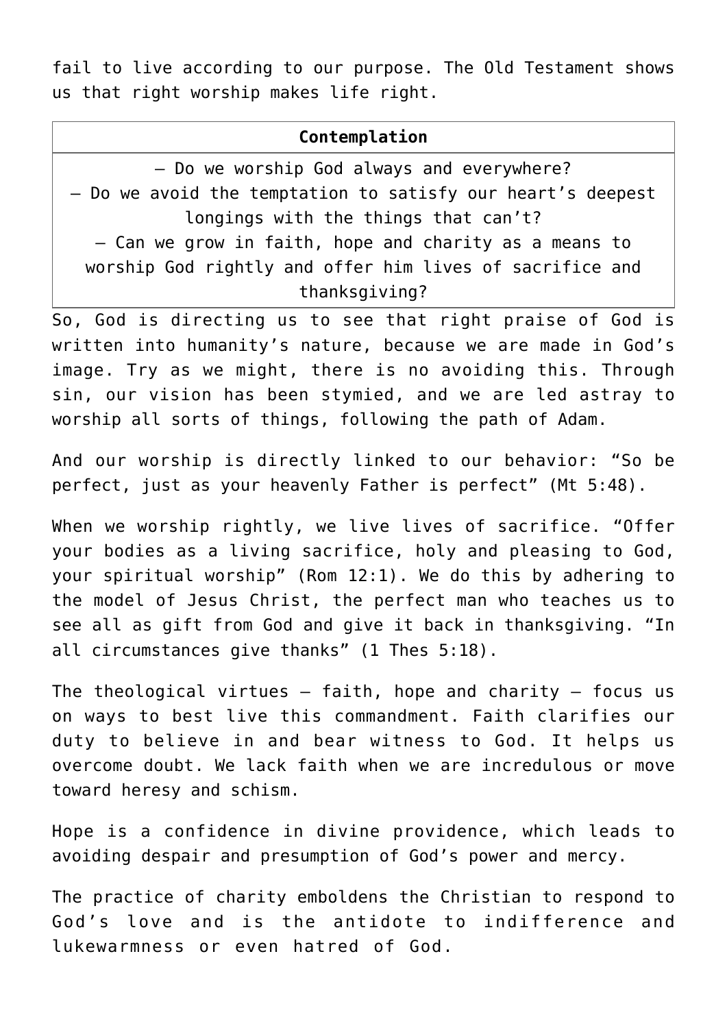fail to live according to our purpose. The Old Testament shows us that right worship makes life right.

| Contemplation |
| --- |
| – Do we worship God always and everywhere?<br>– Do we avoid the temptation to satisfy our heart’s deepest longings with the things that can’t?<br>– Can we grow in faith, hope and charity as a means to worship God rightly and offer him lives of sacrifice and thanksgiving? |

So, God is directing us to see that right praise of God is written into humanity’s nature, because we are made in God’s image. Try as we might, there is no avoiding this. Through sin, our vision has been stymied, and we are led astray to worship all sorts of things, following the path of Adam.

And our worship is directly linked to our behavior: “So be perfect, just as your heavenly Father is perfect” (Mt 5:48).

When we worship rightly, we live lives of sacrifice. “Offer your bodies as a living sacrifice, holy and pleasing to God, your spiritual worship” (Rom 12:1). We do this by adhering to the model of Jesus Christ, the perfect man who teaches us to see all as gift from God and give it back in thanksgiving. “In all circumstances give thanks” (1 Thes 5:18).

The theological virtues — faith, hope and charity — focus us on ways to best live this commandment. Faith clarifies our duty to believe in and bear witness to God. It helps us overcome doubt. We lack faith when we are incredulous or move toward heresy and schism.

Hope is a confidence in divine providence, which leads to avoiding despair and presumption of God’s power and mercy.

The practice of charity emboldens the Christian to respond to God’s love and is the antidote to indifference and lukewarmness or even hatred of God.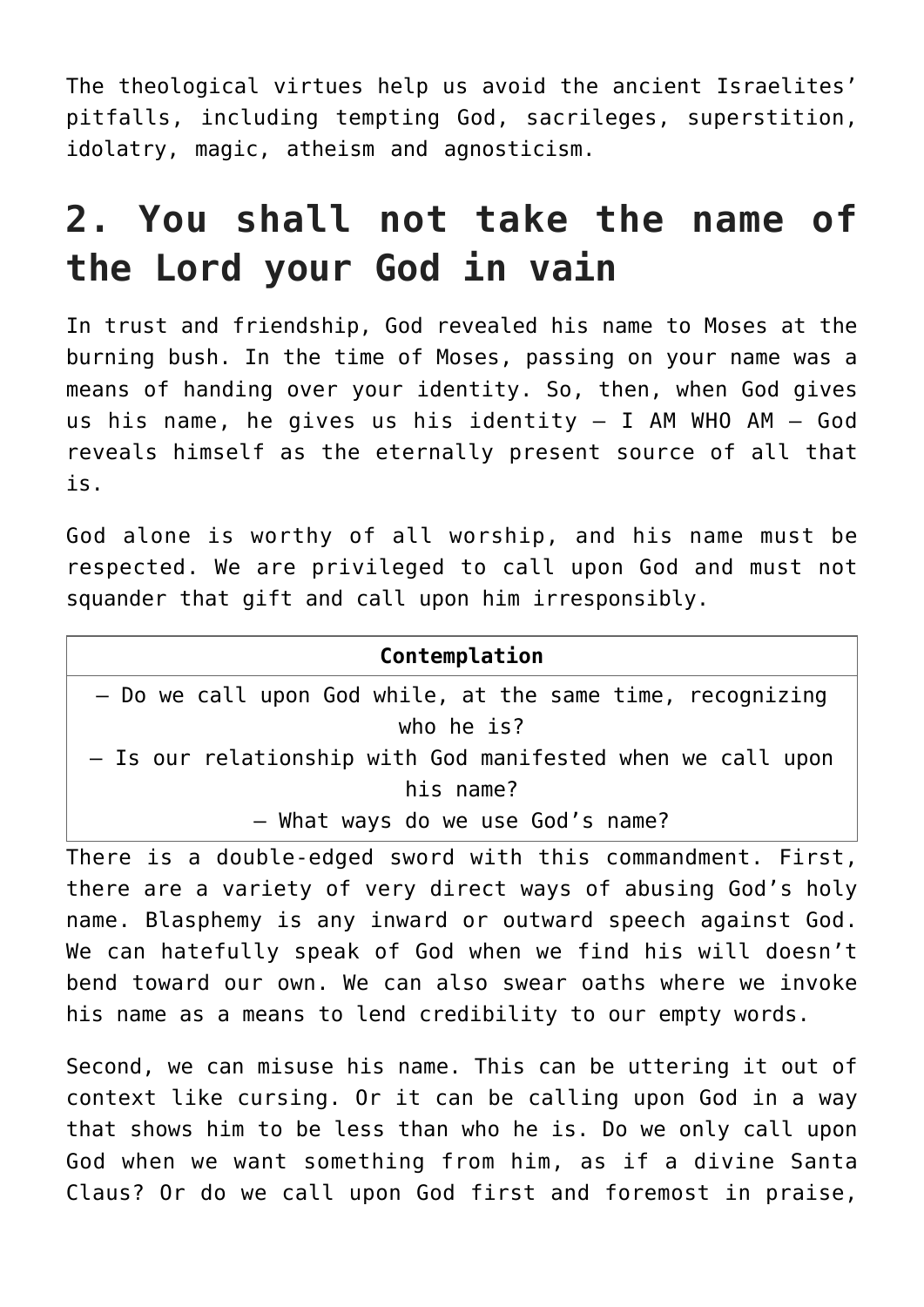The theological virtues help us avoid the ancient Israelites' pitfalls, including tempting God, sacrileges, superstition, idolatry, magic, atheism and agnosticism.

## 2. You shall not take the name of the Lord your God in vain

In trust and friendship, God revealed his name to Moses at the burning bush. In the time of Moses, passing on your name was a means of handing over your identity. So, then, when God gives us his name, he gives us his identity — I AM WHO AM — God reveals himself as the eternally present source of all that is.

God alone is worthy of all worship, and his name must be respected. We are privileged to call upon God and must not squander that gift and call upon him irresponsibly.

| Contemplation |
|---|
| — Do we call upon God while, at the same time, recognizing who he is?<br>— Is our relationship with God manifested when we call upon his name?<br>— What ways do we use God's name? |

There is a double-edged sword with this commandment. First, there are a variety of very direct ways of abusing God's holy name. Blasphemy is any inward or outward speech against God. We can hatefully speak of God when we find his will doesn't bend toward our own. We can also swear oaths where we invoke his name as a means to lend credibility to our empty words.

Second, we can misuse his name. This can be uttering it out of context like cursing. Or it can be calling upon God in a way that shows him to be less than who he is. Do we only call upon God when we want something from him, as if a divine Santa Claus? Or do we call upon God first and foremost in praise,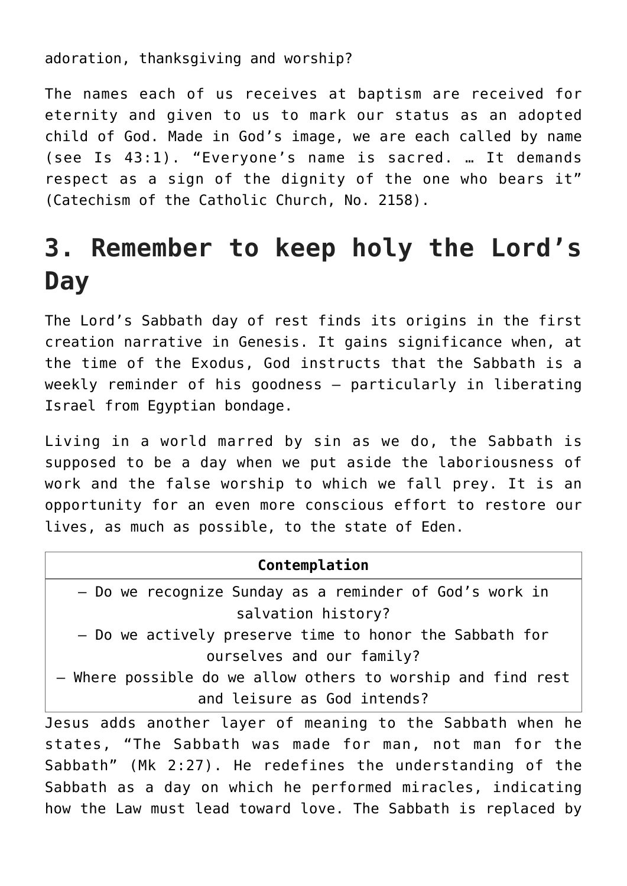adoration, thanksgiving and worship?

The names each of us receives at baptism are received for eternity and given to us to mark our status as an adopted child of God. Made in God's image, we are each called by name (see Is 43:1). "Everyone's name is sacred. … It demands respect as a sign of the dignity of the one who bears it" (Catechism of the Catholic Church, No. 2158).

# 3. Remember to keep holy the Lord's Day

The Lord's Sabbath day of rest finds its origins in the first creation narrative in Genesis. It gains significance when, at the time of the Exodus, God instructs that the Sabbath is a weekly reminder of his goodness — particularly in liberating Israel from Egyptian bondage.

Living in a world marred by sin as we do, the Sabbath is supposed to be a day when we put aside the laboriousness of work and the false worship to which we fall prey. It is an opportunity for an even more conscious effort to restore our lives, as much as possible, to the state of Eden.

| **Contemplation** |
|---|
| — Do we recognize Sunday as a reminder of God's work in salvation history?<br>— Do we actively preserve time to honor the Sabbath for ourselves and our family?<br>— Where possible do we allow others to worship and find rest and leisure as God intends? |

Jesus adds another layer of meaning to the Sabbath when he states, "The Sabbath was made for man, not man for the Sabbath" (Mk 2:27). He redefines the understanding of the Sabbath as a day on which he performed miracles, indicating how the Law must lead toward love. The Sabbath is replaced by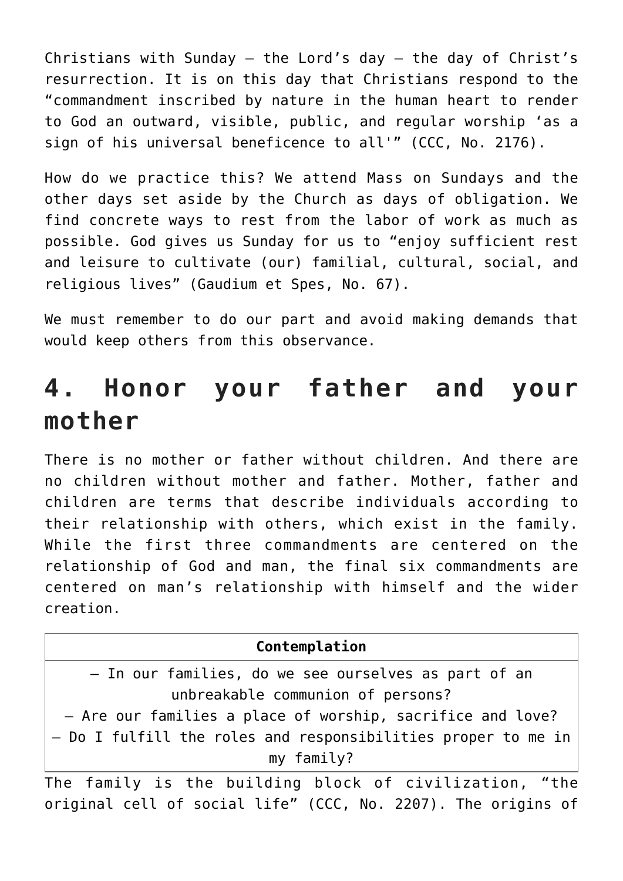Christians with Sunday – the Lord's day – the day of Christ's resurrection. It is on this day that Christians respond to the "commandment inscribed by nature in the human heart to render to God an outward, visible, public, and regular worship 'as a sign of his universal beneficence to all'" (CCC, No. 2176).

How do we practice this? We attend Mass on Sundays and the other days set aside by the Church as days of obligation. We find concrete ways to rest from the labor of work as much as possible. God gives us Sunday for us to "enjoy sufficient rest and leisure to cultivate (our) familial, cultural, social, and religious lives" (Gaudium et Spes, No. 67).

We must remember to do our part and avoid making demands that would keep others from this observance.

## 4. Honor your father and your mother

There is no mother or father without children. And there are no children without mother and father. Mother, father and children are terms that describe individuals according to their relationship with others, which exist in the family. While the first three commandments are centered on the relationship of God and man, the final six commandments are centered on man's relationship with himself and the wider creation.

| **Contemplation** |
| --- |
| – In our families, do we see ourselves as part of an unbreakable communion of persons?<br>– Are our families a place of worship, sacrifice and love?<br>– Do I fulfill the roles and responsibilities proper to me in my family? |

The family is the building block of civilization, "the original cell of social life" (CCC, No. 2207). The origins of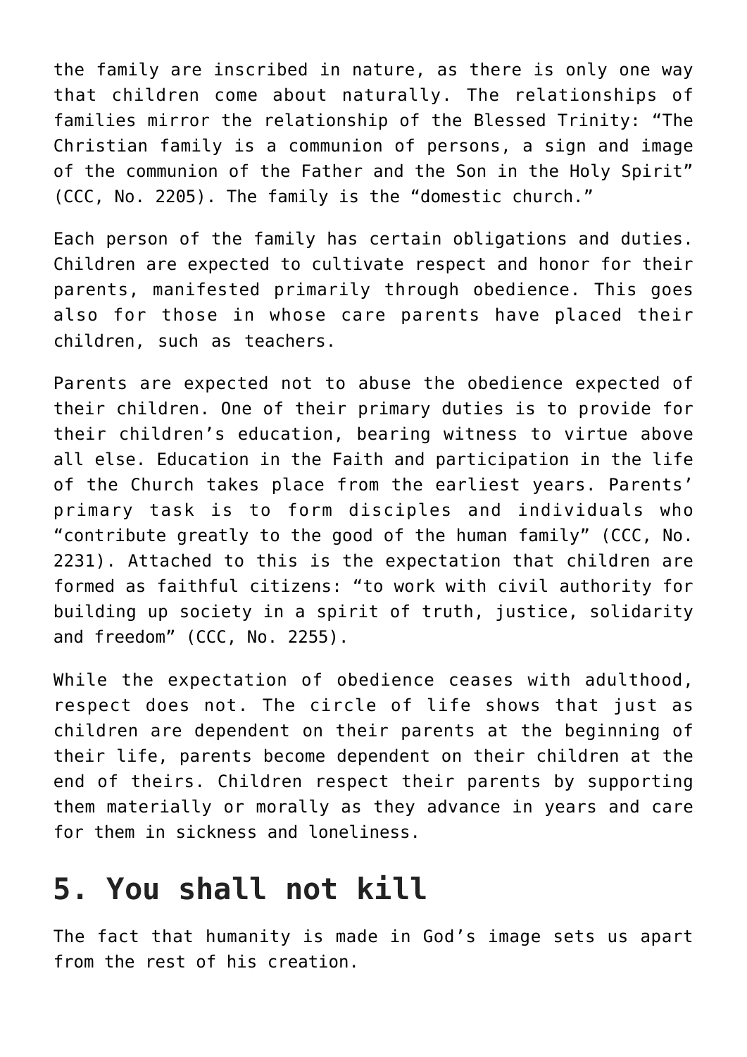the family are inscribed in nature, as there is only one way that children come about naturally. The relationships of families mirror the relationship of the Blessed Trinity: "The Christian family is a communion of persons, a sign and image of the communion of the Father and the Son in the Holy Spirit" (CCC, No. 2205). The family is the "domestic church."

Each person of the family has certain obligations and duties. Children are expected to cultivate respect and honor for their parents, manifested primarily through obedience. This goes also for those in whose care parents have placed their children, such as teachers.

Parents are expected not to abuse the obedience expected of their children. One of their primary duties is to provide for their children's education, bearing witness to virtue above all else. Education in the Faith and participation in the life of the Church takes place from the earliest years. Parents' primary task is to form disciples and individuals who "contribute greatly to the good of the human family" (CCC, No. 2231). Attached to this is the expectation that children are formed as faithful citizens: "to work with civil authority for building up society in a spirit of truth, justice, solidarity and freedom" (CCC, No. 2255).

While the expectation of obedience ceases with adulthood, respect does not. The circle of life shows that just as children are dependent on their parents at the beginning of their life, parents become dependent on their children at the end of theirs. Children respect their parents by supporting them materially or morally as they advance in years and care for them in sickness and loneliness.

## 5. You shall not kill

The fact that humanity is made in God's image sets us apart from the rest of his creation.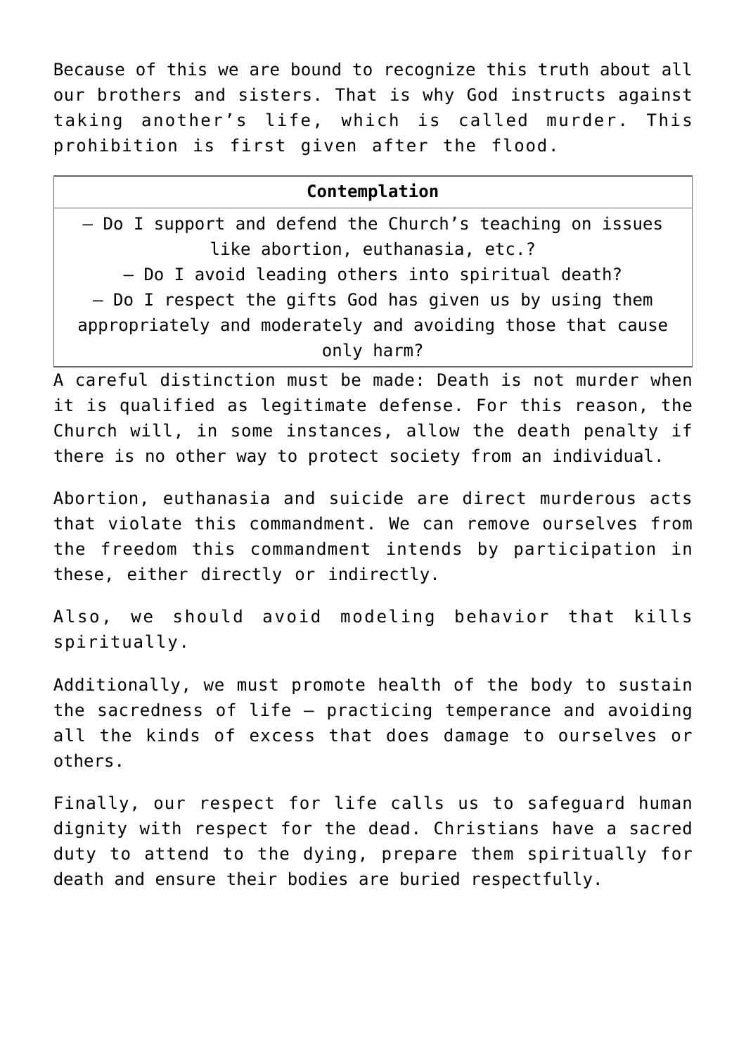Because of this we are bound to recognize this truth about all our brothers and sisters. That is why God instructs against taking another's life, which is called murder. This prohibition is first given after the flood.

| Contemplation |
| --- |
| – Do I support and defend the Church's teaching on issues like abortion, euthanasia, etc.?<br>– Do I avoid leading others into spiritual death?<br>– Do I respect the gifts God has given us by using them appropriately and moderately and avoiding those that cause only harm? |

A careful distinction must be made: Death is not murder when it is qualified as legitimate defense. For this reason, the Church will, in some instances, allow the death penalty if there is no other way to protect society from an individual.

Abortion, euthanasia and suicide are direct murderous acts that violate this commandment. We can remove ourselves from the freedom this commandment intends by participation in these, either directly or indirectly.

Also, we should avoid modeling behavior that kills spiritually.

Additionally, we must promote health of the body to sustain the sacredness of life – practicing temperance and avoiding all the kinds of excess that does damage to ourselves or others.

Finally, our respect for life calls us to safeguard human dignity with respect for the dead. Christians have a sacred duty to attend to the dying, prepare them spiritually for death and ensure their bodies are buried respectfully.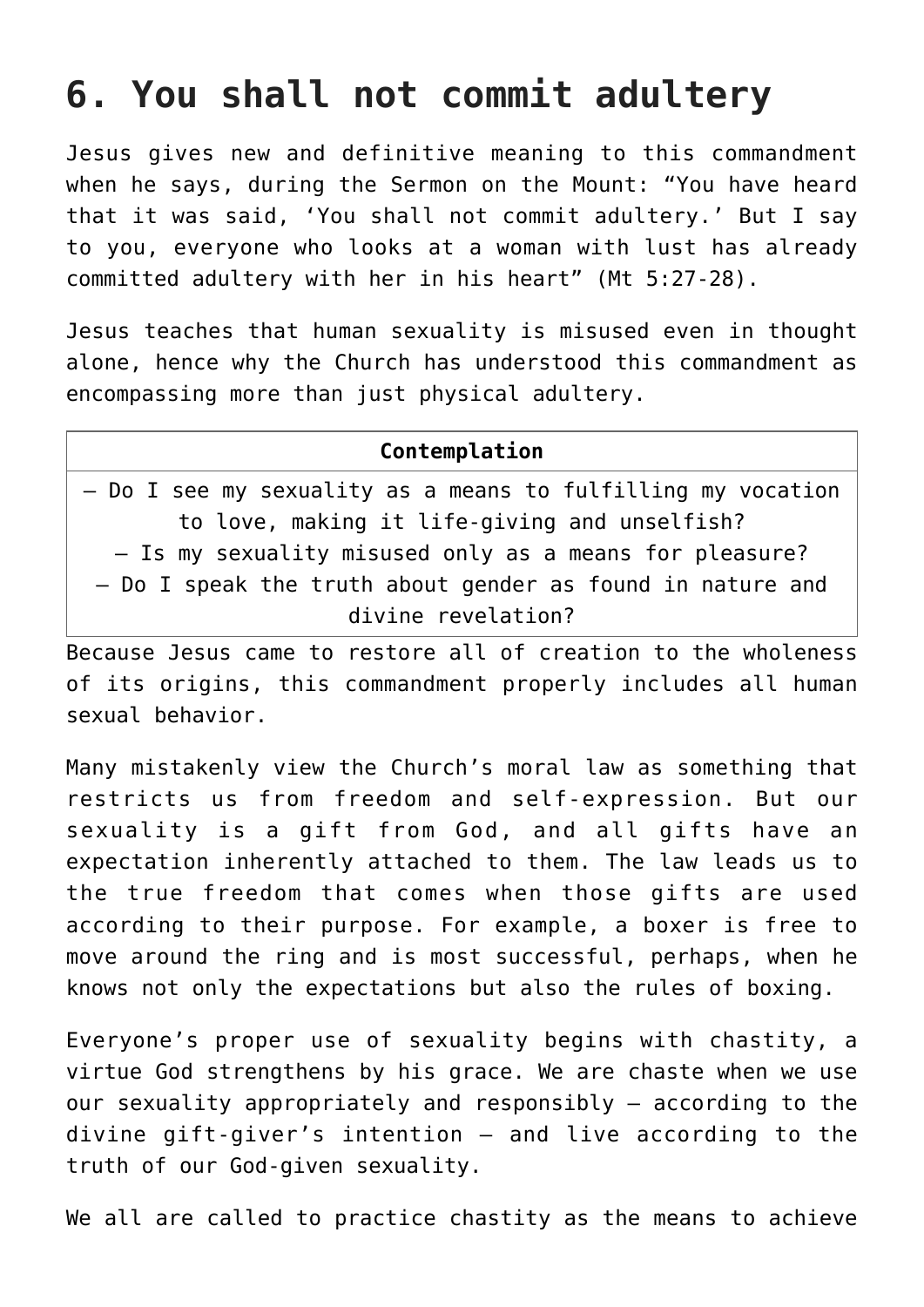## 6. You shall not commit adultery

Jesus gives new and definitive meaning to this commandment when he says, during the Sermon on the Mount: “You have heard that it was said, ‘You shall not commit adultery.’ But I say to you, everyone who looks at a woman with lust has already committed adultery with her in his heart” (Mt 5:27-28).

Jesus teaches that human sexuality is misused even in thought alone, hence why the Church has understood this commandment as encompassing more than just physical adultery.

| **Contemplation** |
| --- |
| – Do I see my sexuality as a means to fulfilling my vocation to love, making it life-giving and unselfish?<br>– Is my sexuality misused only as a means for pleasure?<br>– Do I speak the truth about gender as found in nature and divine revelation? |

Because Jesus came to restore all of creation to the wholeness of its origins, this commandment properly includes all human sexual behavior.

Many mistakenly view the Church’s moral law as something that restricts us from freedom and self-expression. But our sexuality is a gift from God, and all gifts have an expectation inherently attached to them. The law leads us to the true freedom that comes when those gifts are used according to their purpose. For example, a boxer is free to move around the ring and is most successful, perhaps, when he knows not only the expectations but also the rules of boxing.

Everyone’s proper use of sexuality begins with chastity, a virtue God strengthens by his grace. We are chaste when we use our sexuality appropriately and responsibly – according to the divine gift-giver’s intention – and live according to the truth of our God-given sexuality.

We all are called to practice chastity as the means to achieve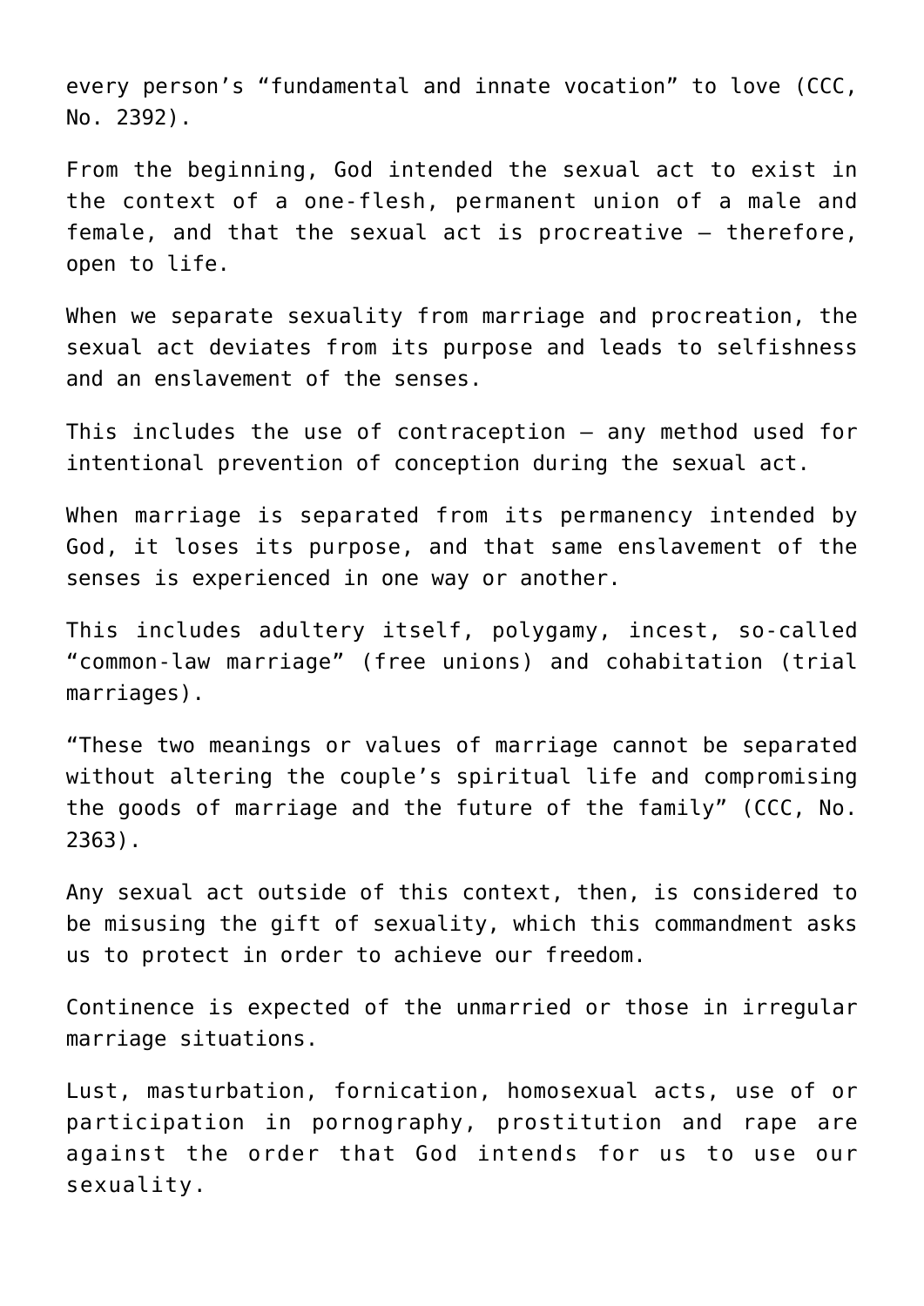every person's "fundamental and innate vocation" to love (CCC, No. 2392).

From the beginning, God intended the sexual act to exist in the context of a one-flesh, permanent union of a male and female, and that the sexual act is procreative — therefore, open to life.

When we separate sexuality from marriage and procreation, the sexual act deviates from its purpose and leads to selfishness and an enslavement of the senses.

This includes the use of contraception — any method used for intentional prevention of conception during the sexual act.

When marriage is separated from its permanency intended by God, it loses its purpose, and that same enslavement of the senses is experienced in one way or another.

This includes adultery itself, polygamy, incest, so-called "common-law marriage" (free unions) and cohabitation (trial marriages).

"These two meanings or values of marriage cannot be separated without altering the couple's spiritual life and compromising the goods of marriage and the future of the family" (CCC, No. 2363).

Any sexual act outside of this context, then, is considered to be misusing the gift of sexuality, which this commandment asks us to protect in order to achieve our freedom.

Continence is expected of the unmarried or those in irregular marriage situations.

Lust, masturbation, fornication, homosexual acts, use of or participation in pornography, prostitution and rape are against the order that God intends for us to use our sexuality.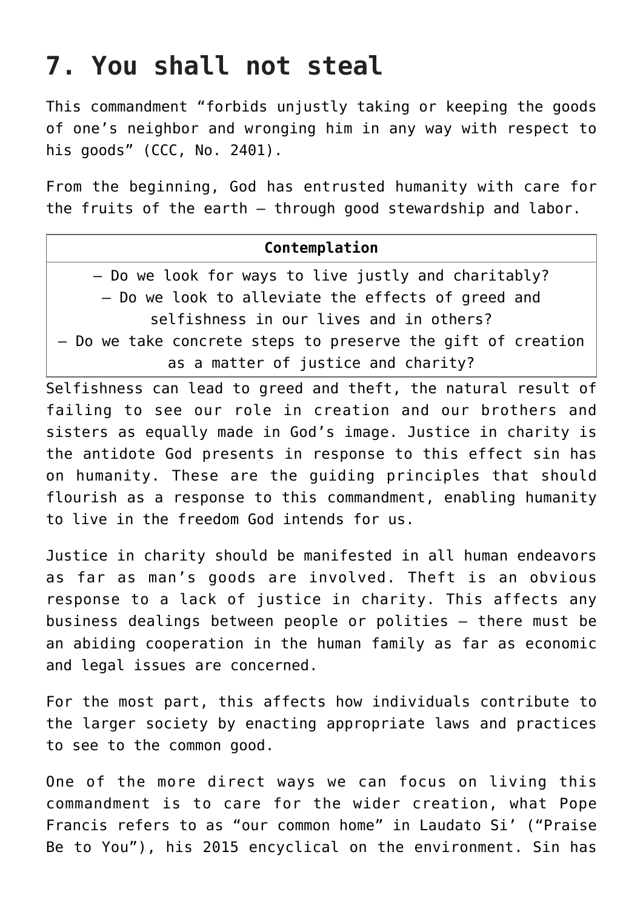# 7. You shall not steal

This commandment "forbids unjustly taking or keeping the goods of one's neighbor and wronging him in any way with respect to his goods" (CCC, No. 2401).

From the beginning, God has entrusted humanity with care for the fruits of the earth — through good stewardship and labor.

| **Contemplation** |
| --- |
| — Do we look for ways to live justly and charitably?<br>— Do we look to alleviate the effects of greed and selfishness in our lives and in others?<br>— Do we take concrete steps to preserve the gift of creation as a matter of justice and charity? |

Selfishness can lead to greed and theft, the natural result of failing to see our role in creation and our brothers and sisters as equally made in God's image. Justice in charity is the antidote God presents in response to this effect sin has on humanity. These are the guiding principles that should flourish as a response to this commandment, enabling humanity to live in the freedom God intends for us.

Justice in charity should be manifested in all human endeavors as far as man's goods are involved. Theft is an obvious response to a lack of justice in charity. This affects any business dealings between people or polities — there must be an abiding cooperation in the human family as far as economic and legal issues are concerned.

For the most part, this affects how individuals contribute to the larger society by enacting appropriate laws and practices to see to the common good.

One of the more direct ways we can focus on living this commandment is to care for the wider creation, what Pope Francis refers to as "our common home" in Laudato Si' ("Praise Be to You"), his 2015 encyclical on the environment. Sin has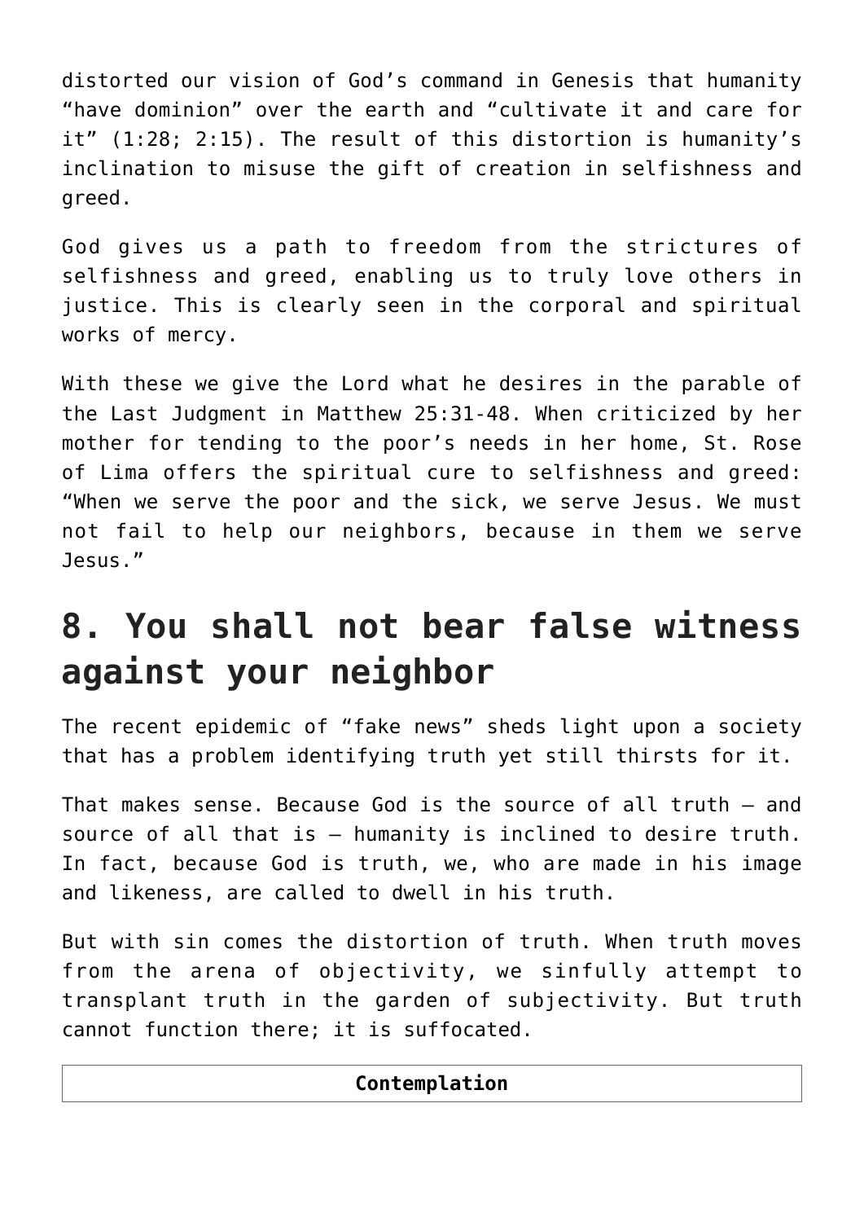distorted our vision of God's command in Genesis that humanity "have dominion" over the earth and "cultivate it and care for it" (1:28; 2:15). The result of this distortion is humanity's inclination to misuse the gift of creation in selfishness and greed.

God gives us a path to freedom from the strictures of selfishness and greed, enabling us to truly love others in justice. This is clearly seen in the corporal and spiritual works of mercy.

With these we give the Lord what he desires in the parable of the Last Judgment in Matthew 25:31-48. When criticized by her mother for tending to the poor's needs in her home, St. Rose of Lima offers the spiritual cure to selfishness and greed: "When we serve the poor and the sick, we serve Jesus. We must not fail to help our neighbors, because in them we serve Jesus."

## 8. You shall not bear false witness against your neighbor

The recent epidemic of "fake news" sheds light upon a society that has a problem identifying truth yet still thirsts for it.

That makes sense. Because God is the source of all truth — and source of all that is — humanity is inclined to desire truth. In fact, because God is truth, we, who are made in his image and likeness, are called to dwell in his truth.

But with sin comes the distortion of truth. When truth moves from the arena of objectivity, we sinfully attempt to transplant truth in the garden of subjectivity. But truth cannot function there; it is suffocated.

| **Contemplation** |
| --- |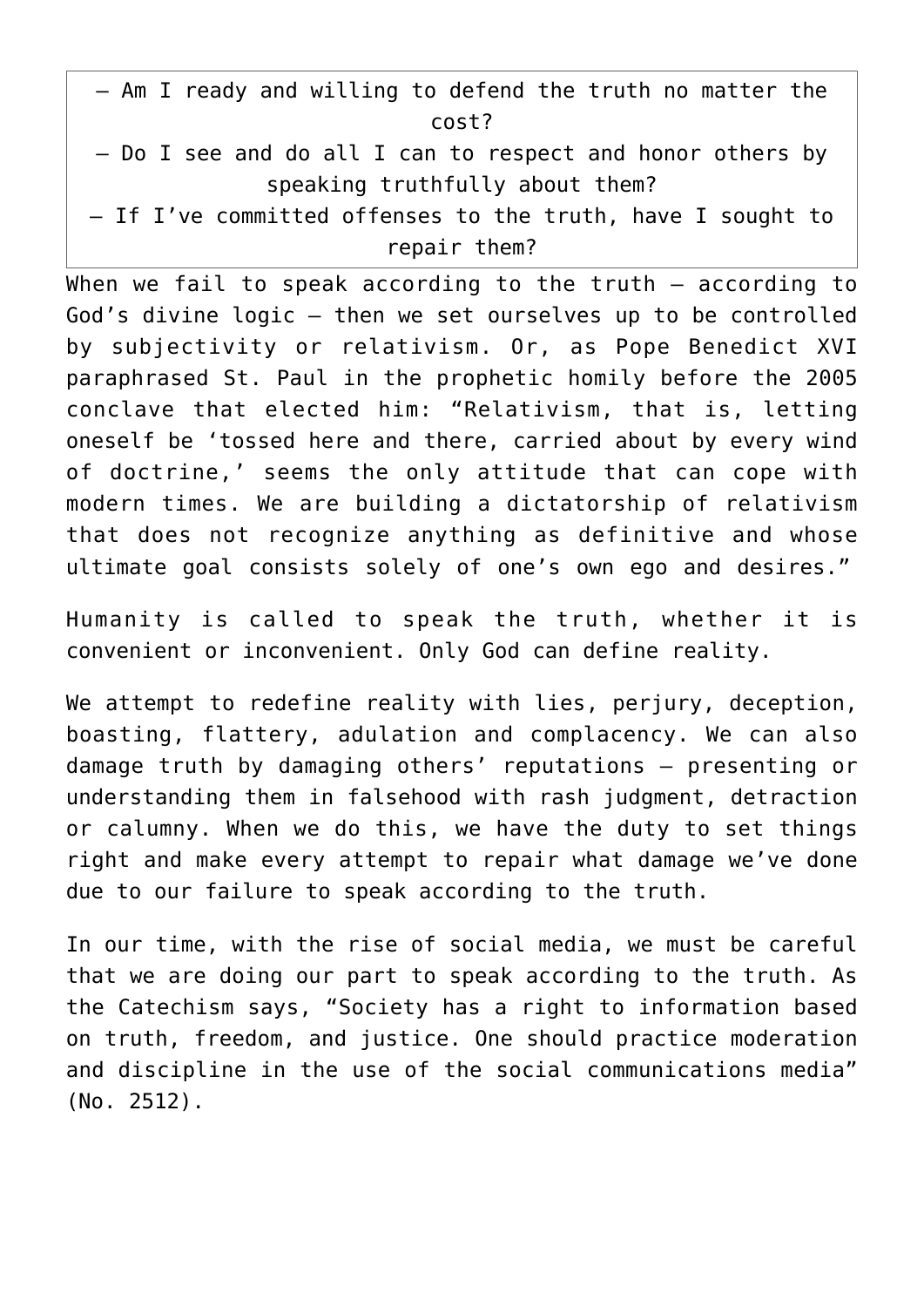— Am I ready and willing to defend the truth no matter the cost?
— Do I see and do all I can to respect and honor others by speaking truthfully about them?
— If I've committed offenses to the truth, have I sought to repair them?

When we fail to speak according to the truth — according to God's divine logic — then we set ourselves up to be controlled by subjectivity or relativism. Or, as Pope Benedict XVI paraphrased St. Paul in the prophetic homily before the 2005 conclave that elected him: "Relativism, that is, letting oneself be 'tossed here and there, carried about by every wind of doctrine,' seems the only attitude that can cope with modern times. We are building a dictatorship of relativism that does not recognize anything as definitive and whose ultimate goal consists solely of one's own ego and desires."

Humanity is called to speak the truth, whether it is convenient or inconvenient. Only God can define reality.

We attempt to redefine reality with lies, perjury, deception, boasting, flattery, adulation and complacency. We can also damage truth by damaging others' reputations — presenting or understanding them in falsehood with rash judgment, detraction or calumny. When we do this, we have the duty to set things right and make every attempt to repair what damage we've done due to our failure to speak according to the truth.

In our time, with the rise of social media, we must be careful that we are doing our part to speak according to the truth. As the Catechism says, "Society has a right to information based on truth, freedom, and justice. One should practice moderation and discipline in the use of the social communications media" (No. 2512).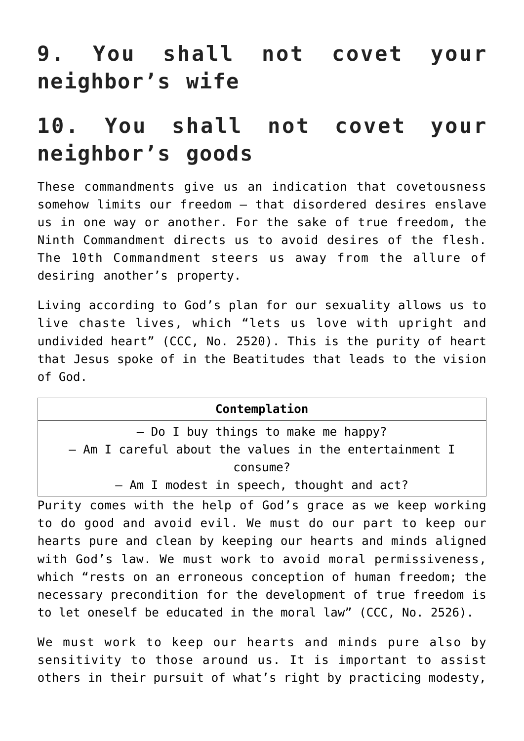## 9. You shall not covet your neighbor's wife

## 10. You shall not covet your neighbor's goods

These commandments give us an indication that covetousness somehow limits our freedom – that disordered desires enslave us in one way or another. For the sake of true freedom, the Ninth Commandment directs us to avoid desires of the flesh. The 10th Commandment steers us away from the allure of desiring another's property.

Living according to God's plan for our sexuality allows us to live chaste lives, which "lets us love with upright and undivided heart" (CCC, No. 2520). This is the purity of heart that Jesus spoke of in the Beatitudes that leads to the vision of God.

| **Contemplation** |
| --- |
| – Do I buy things to make me happy?<br>– Am I careful about the values in the entertainment I consume?<br>– Am I modest in speech, thought and act? |

Purity comes with the help of God's grace as we keep working to do good and avoid evil. We must do our part to keep our hearts pure and clean by keeping our hearts and minds aligned with God's law. We must work to avoid moral permissiveness, which "rests on an erroneous conception of human freedom; the necessary precondition for the development of true freedom is to let oneself be educated in the moral law" (CCC, No. 2526).

We must work to keep our hearts and minds pure also by sensitivity to those around us. It is important to assist others in their pursuit of what's right by practicing modesty,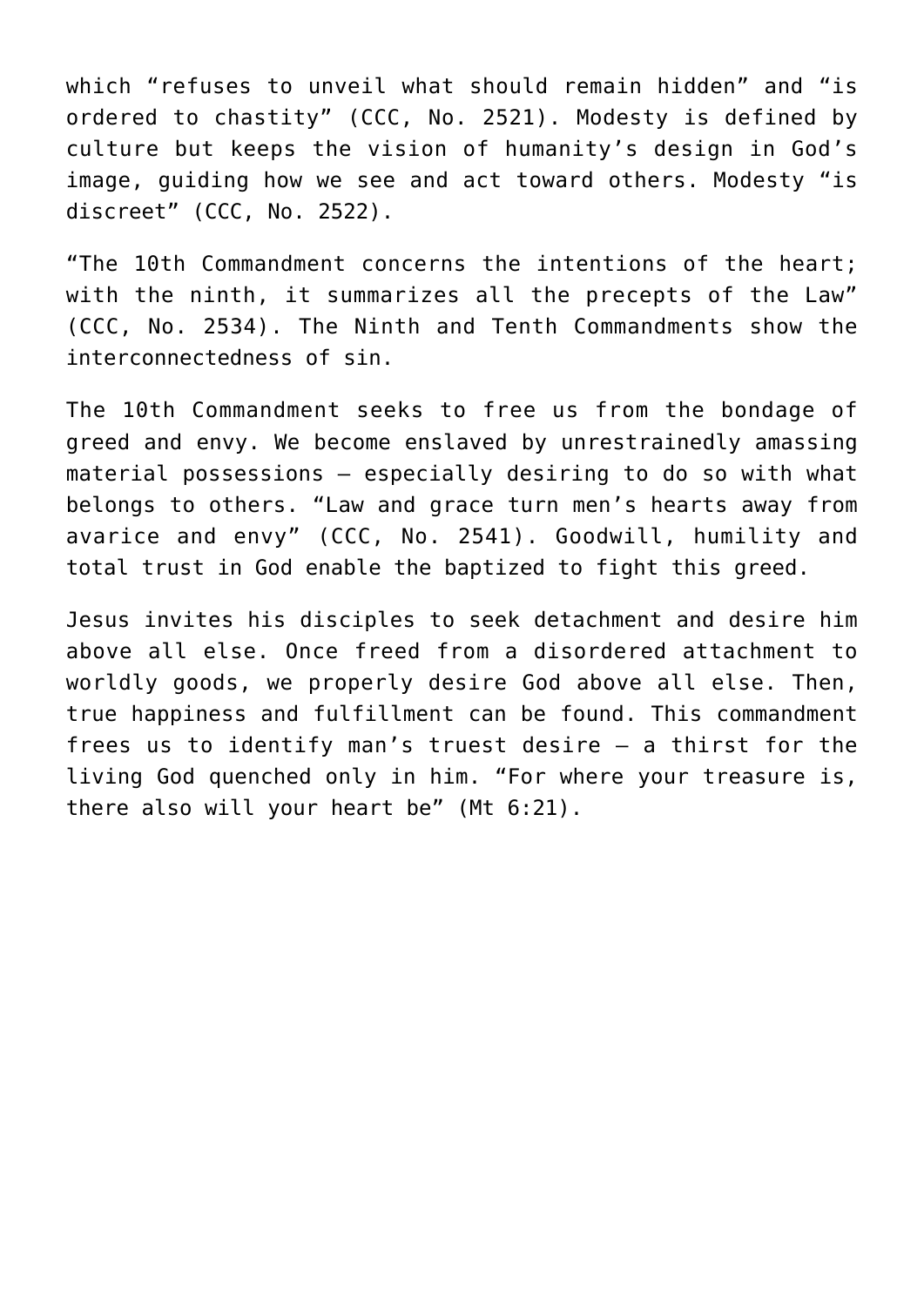which “refuses to unveil what should remain hidden” and “is ordered to chastity” (CCC, No. 2521). Modesty is defined by culture but keeps the vision of humanity’s design in God’s image, guiding how we see and act toward others. Modesty “is discreet” (CCC, No. 2522).

“The 10th Commandment concerns the intentions of the heart; with the ninth, it summarizes all the precepts of the Law” (CCC, No. 2534). The Ninth and Tenth Commandments show the interconnectedness of sin.

The 10th Commandment seeks to free us from the bondage of greed and envy. We become enslaved by unrestrainedly amassing material possessions — especially desiring to do so with what belongs to others. “Law and grace turn men’s hearts away from avarice and envy” (CCC, No. 2541). Goodwill, humility and total trust in God enable the baptized to fight this greed.

Jesus invites his disciples to seek detachment and desire him above all else. Once freed from a disordered attachment to worldly goods, we properly desire God above all else. Then, true happiness and fulfillment can be found. This commandment frees us to identify man’s truest desire — a thirst for the living God quenched only in him. “For where your treasure is, there also will your heart be” (Mt 6:21).